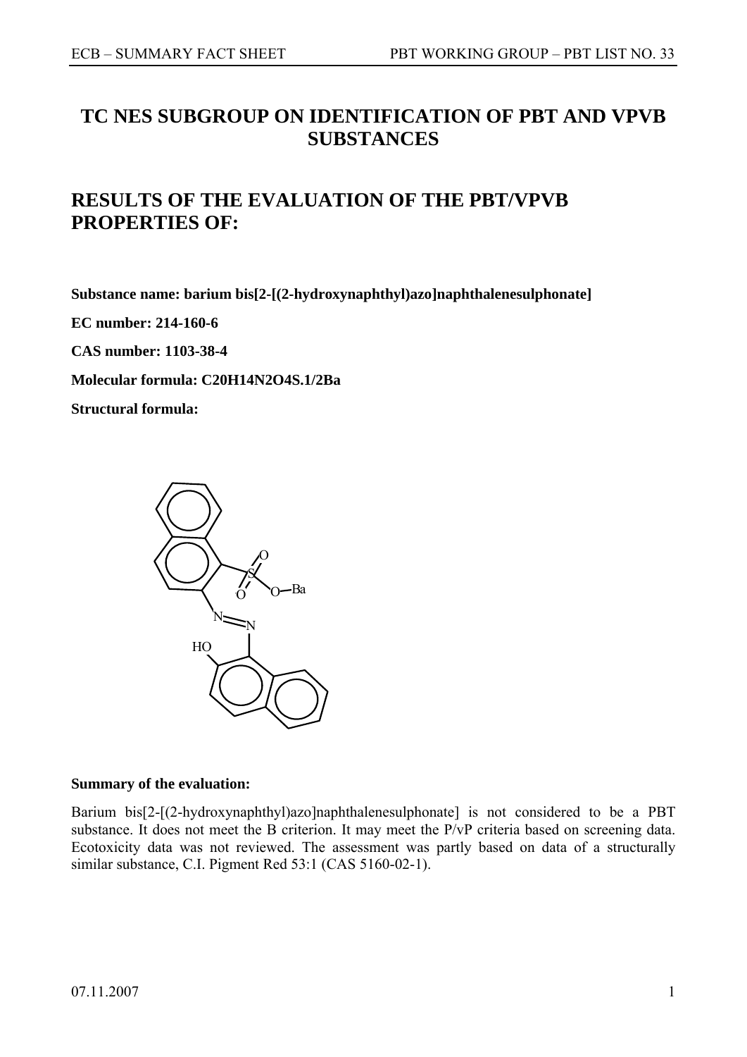# TC NES SUBGROUP ON IDENTIFICATION OF PBT AND VPVB SUBSTANCES

# RESULTS OF THE EVALUATION OF THE PBT/VPVB PROPERTIES OF:

**Substance name: barium bis[2-[(2-hydroxynaphthyl)azo]naphthalenesulphonate]**

**EC number: 214-160-6**

**CAS number: 1103-38-4**

**Molecular formula: C20H14N2O4S.1/2Ba**

**Structural formula:**

**Summary of the evaluation:**

Barium bis[2-[(2-hydroxynaphthyl)azo]naphthalenesulphonate] is not considered to be a PBT substance. It does not meet the B criterion. It may meet the P/vP criteria based on screening data. Ecotoxicity data was not reviewed. The assessment was partly based on data of a structurally similar substance, C.I. Pigment Red 53:1 (CAS 5160-02-1).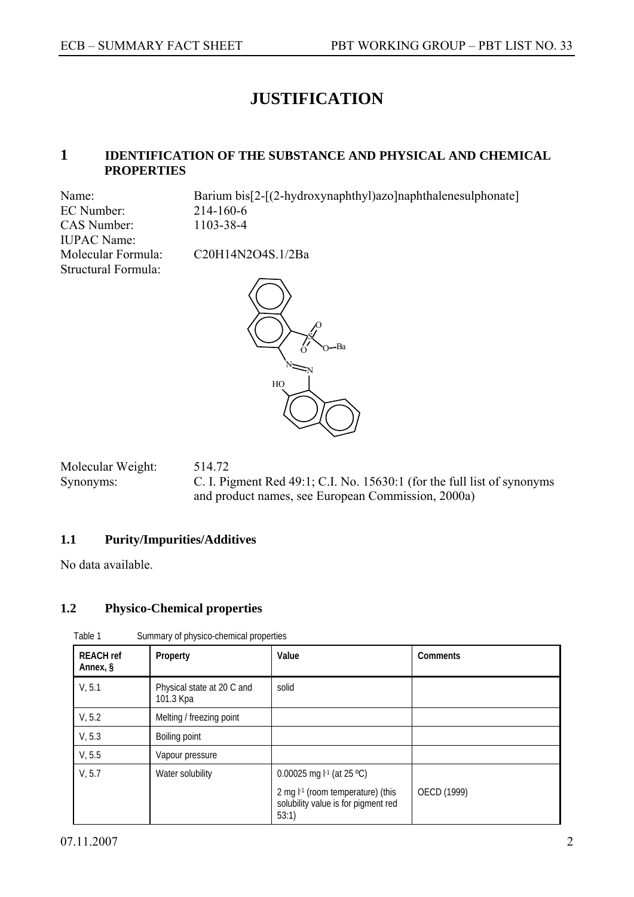# JUSTIFICATION

## 1 IDENTIFICATION OF THE SUBSTANCE AND PHYSICAL AND CHEMICAL PROPERTIES

Name: Barium bis[2-[(2-hydroxynaphthyl)azo]naphthalenesulphonate]

EC Number: 214-160-6

CAS Number: 1103-38-4

IUPAC Name:

Molecular Formula: C20H14N2O4S.1/2Ba

Structural Formula:

Molecular Weight: 514.72

Synonyms: C. I. Pigment Red 49:1; C.I. No. 15630:1 (for the full list of synonyms and product names, see European Commission, 2000a)

### 1.1 Purity/Impurities/Additives

No data available.

### 1.2 Physico-Chemical properties

Table 1 Summary of physico-chemical properties

| REACH ref Annex, § | Property | Value | Comments |
|---|---|---|---|
| V, 5.1 | Physical state at 20 C and 101.3 Kpa | solid | |
| V, 5.2 | Melting / freezing point | | |
| V, 5.3 | Boiling point | | |
| V, 5.5 | Vapour pressure | | |
| V, 5.7 | Water solubility | 0.00025 mg $l^{-1}$ (at 25 ºC)<br>2 mg $l^{-1}$ (room temperature) (this solubility value is for pigment red 53:1) | OECD (1999) |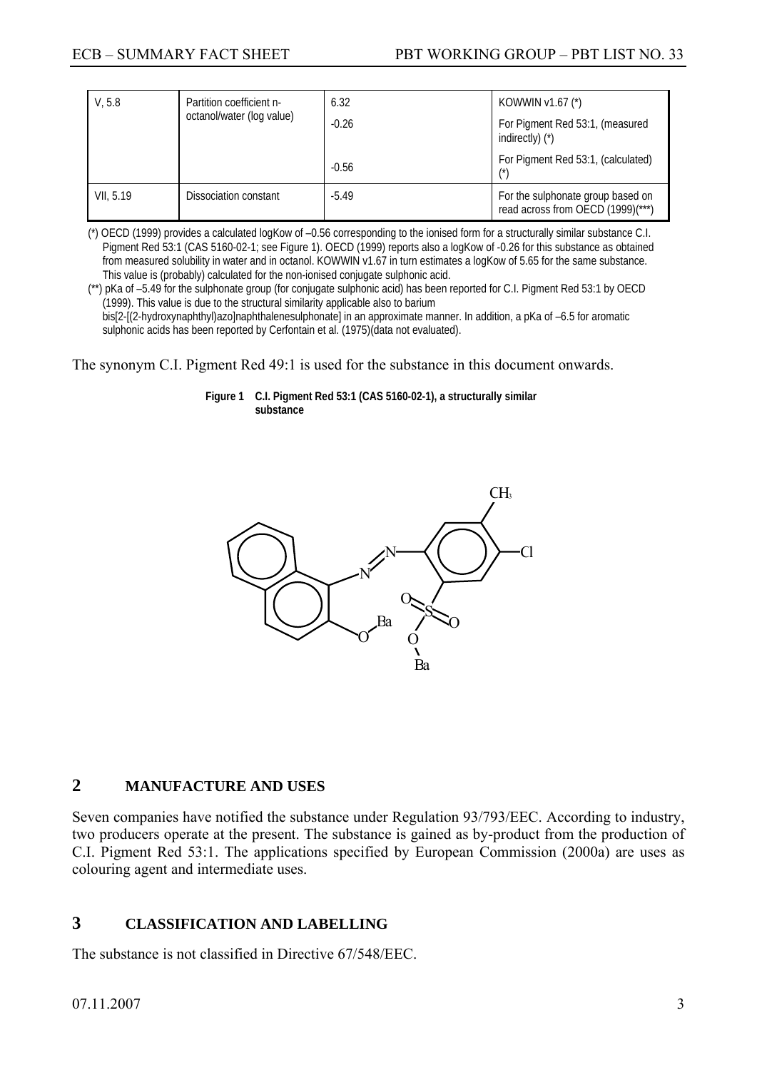| V, 5.8 | Partition coefficient n-octanol/water (log value) | 6.32<br>-0.26<br>-0.56 | KOWWIN v1.67 (*)<br>For Pigment Red 53:1, (measured indirectly) (*)<br>For Pigment Red 53:1, (calculated) (*) |
|---|---|---|---|
| VII, 5.19 | Dissociation constant | -5.49 | For the sulphonate group based on read across from OECD (1999)(***) |

(*) OECD (1999) provides a calculated logKow of –0.56 corresponding to the ionised form for a structurally similar substance C.I. Pigment Red 53:1 (CAS 5160-02-1; see Figure 1). OECD (1999) reports also a logKow of -0.26 for this substance as obtained from measured solubility in water and in octanol. KOWWIN v1.67 in turn estimates a logKow of 5.65 for the same substance. This value is (probably) calculated for the non-ionised conjugate sulphonic acid.

(**) pKa of –5.49 for the sulphonate group (for conjugate sulphonic acid) has been reported for C.I. Pigment Red 53:1 by OECD (1999). This value is due to the structural similarity applicable also to barium bis[2-[(2-hydroxynaphthyl)azo]naphthalenesulphonate] in an approximate manner. In addition, a pKa of –6.5 for aromatic sulphonic acids has been reported by Cerfontain et al. (1975)(data not evaluated).

The synonym C.I. Pigment Red 49:1 is used for the substance in this document onwards.

**Figure 1 C.I. Pigment Red 53:1 (CAS 5160-02-1), a structurally similar substance**

## 2 MANUFACTURE AND USES

Seven companies have notified the substance under Regulation 93/793/EEC. According to industry, two producers operate at the present. The substance is gained as by-product from the production of C.I. Pigment Red 53:1. The applications specified by European Commission (2000a) are uses as colouring agent and intermediate uses.

## 3 CLASSIFICATION AND LABELLING

The substance is not classified in Directive 67/548/EEC.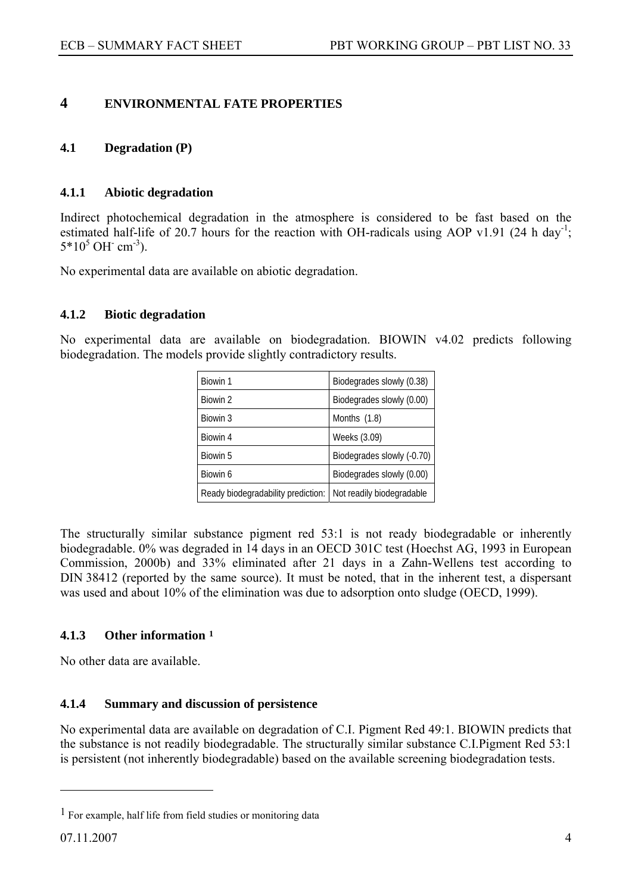# 4 ENVIRONMENTAL FATE PROPERTIES

## 4.1 Degradation (P)

### 4.1.1 Abiotic degradation

Indirect photochemical degradation in the atmosphere is considered to be fast based on the estimated half-life of 20.7 hours for the reaction with OH-radicals using AOP v1.91 (24 h $day^{-1}$; $5*10^5$ $OH^-$ $cm^{-3}$).

No experimental data are available on abiotic degradation.

### 4.1.2 Biotic degradation

No experimental data are available on biodegradation. BIOWIN v4.02 predicts following biodegradation. The models provide slightly contradictory results.

| | |
|---|---|
| Biowin 1 | Biodegrades slowly (0.38) |
| Biowin 2 | Biodegrades slowly (0.00) |
| Biowin 3 | Months (1.8) |
| Biowin 4 | Weeks (3.09) |
| Biowin 5 | Biodegrades slowly (-0.70) |
| Biowin 6 | Biodegrades slowly (0.00) |
| Ready biodegradability prediction: | Not readily biodegradable |

The structurally similar substance pigment red 53:1 is not ready biodegradable or inherently biodegradable. 0% was degraded in 14 days in an OECD 301C test (Hoechst AG, 1993 in European Commission, 2000b) and 33% eliminated after 21 days in a Zahn-Wellens test according to DIN 38412 (reported by the same source). It must be noted, that in the inherent test, a dispersant was used and about 10% of the elimination was due to adsorption onto sludge (OECD, 1999).

### 4.1.3 Other information [1]

No other data are available.

### 4.1.4 Summary and discussion of persistence

No experimental data are available on degradation of C.I. Pigment Red 49:1. BIOWIN predicts that the substance is not readily biodegradable. The structurally similar substance C.I.Pigment Red 53:1 is persistent (not inherently biodegradable) based on the available screening biodegradation tests.

---

[1] For example, half life from field studies or monitoring data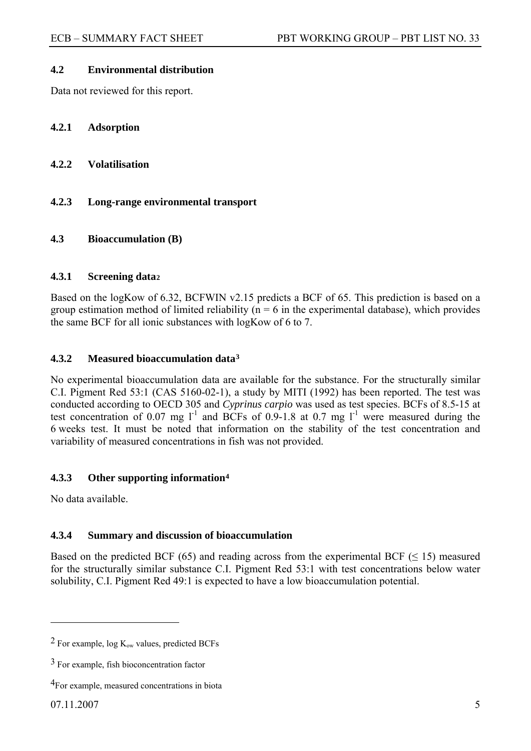### 4.2 Environmental distribution

Data not reviewed for this report.

#### 4.2.1 Adsorption

#### 4.2.2 Volatilisation

#### 4.2.3 Long-range environmental transport

### 4.3 Bioaccumulation (B)

#### 4.3.1 Screening data[2]

Based on the logKow of 6.32, BCFWIN v2.15 predicts a BCF of 65. This prediction is based on a group estimation method of limited reliability (n = 6 in the experimental database), which provides the same BCF for all ionic substances with logKow of 6 to 7.

#### 4.3.2 Measured bioaccumulation data[3]

No experimental bioaccumulation data are available for the substance. For the structurally similar C.I. Pigment Red 53:1 (CAS 5160-02-1), a study by MITI (1992) has been reported. The test was conducted according to OECD 305 and *Cyprinus carpio* was used as test species. BCFs of 8.5-15 at test concentration of 0.07 mg $l^{-1}$ and BCFs of 0.9-1.8 at 0.7 mg $l^{-1}$ were measured during the 6 weeks test. It must be noted that information on the stability of the test concentration and variability of measured concentrations in fish was not provided.

#### 4.3.3 Other supporting information[4]

No data available.

#### 4.3.4 Summary and discussion of bioaccumulation

Based on the predicted BCF (65) and reading across from the experimental BCF ($\leq$ 15) measured for the structurally similar substance C.I. Pigment Red 53:1 with test concentrations below water solubility, C.I. Pigment Red 49:1 is expected to have a low bioaccumulation potential.

---

[2] For example, log $K_{ow}$ values, predicted BCFs

[3] For example, fish bioconcentration factor

[4] For example, measured concentrations in biota

07.11.2007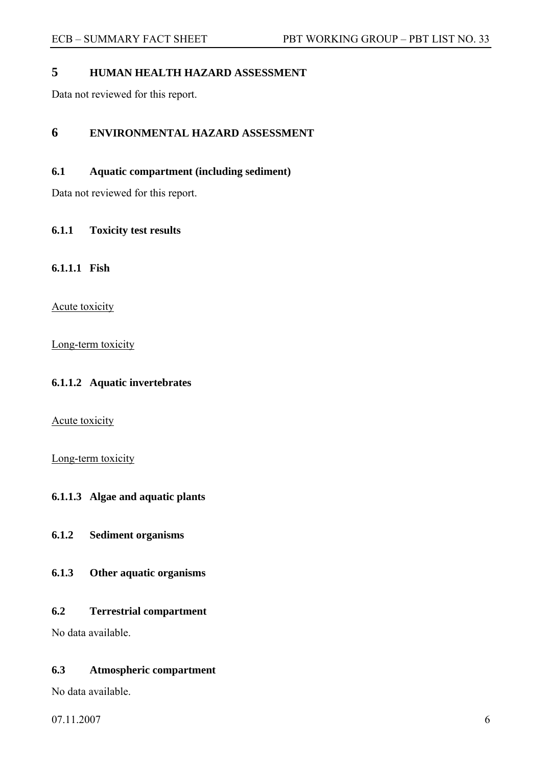# 5 HUMAN HEALTH HAZARD ASSESSMENT

Data not reviewed for this report.

# 6 ENVIRONMENTAL HAZARD ASSESSMENT

## 6.1 Aquatic compartment (including sediment)

Data not reviewed for this report.

### 6.1.1 Toxicity test results

#### 6.1.1.1 Fish

Acute toxicity

Long-term toxicity

#### 6.1.1.2 Aquatic invertebrates

Acute toxicity

Long-term toxicity

#### 6.1.1.3 Algae and aquatic plants

### 6.1.2 Sediment organisms

### 6.1.3 Other aquatic organisms

## 6.2 Terrestrial compartment

No data available.

## 6.3 Atmospheric compartment

No data available.

07.11.2007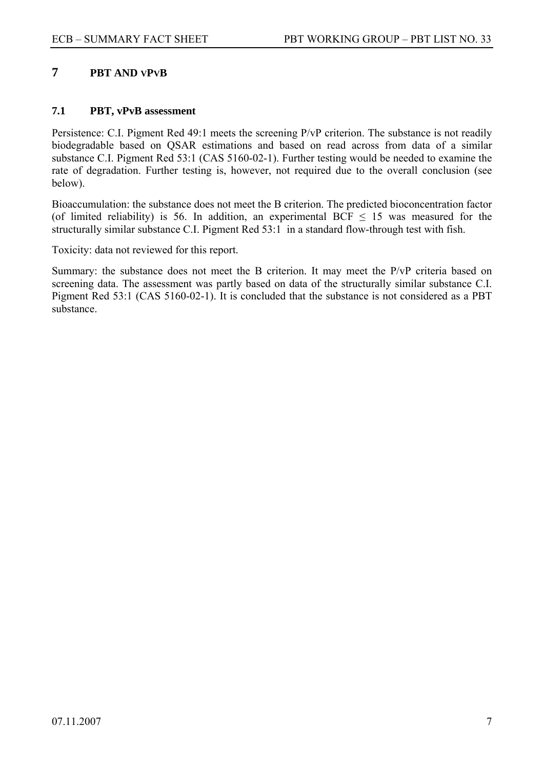# 7 PBT AND vPvB

## 7.1 PBT, vPvB assessment

Persistence: C.I. Pigment Red 49:1 meets the screening P/vP criterion. The substance is not readily biodegradable based on QSAR estimations and based on read across from data of a similar substance C.I. Pigment Red 53:1 (CAS 5160-02-1). Further testing would be needed to examine the rate of degradation. Further testing is, however, not required due to the overall conclusion (see below).

Bioaccumulation: the substance does not meet the B criterion. The predicted bioconcentration factor (of limited reliability) is 56. In addition, an experimental BCF $\leq$ 15 was measured for the structurally similar substance C.I. Pigment Red 53:1 in a standard flow-through test with fish.

Toxicity: data not reviewed for this report.

Summary: the substance does not meet the B criterion. It may meet the P/vP criteria based on screening data. The assessment was partly based on data of the structurally similar substance C.I. Pigment Red 53:1 (CAS 5160-02-1). It is concluded that the substance is not considered as a PBT substance.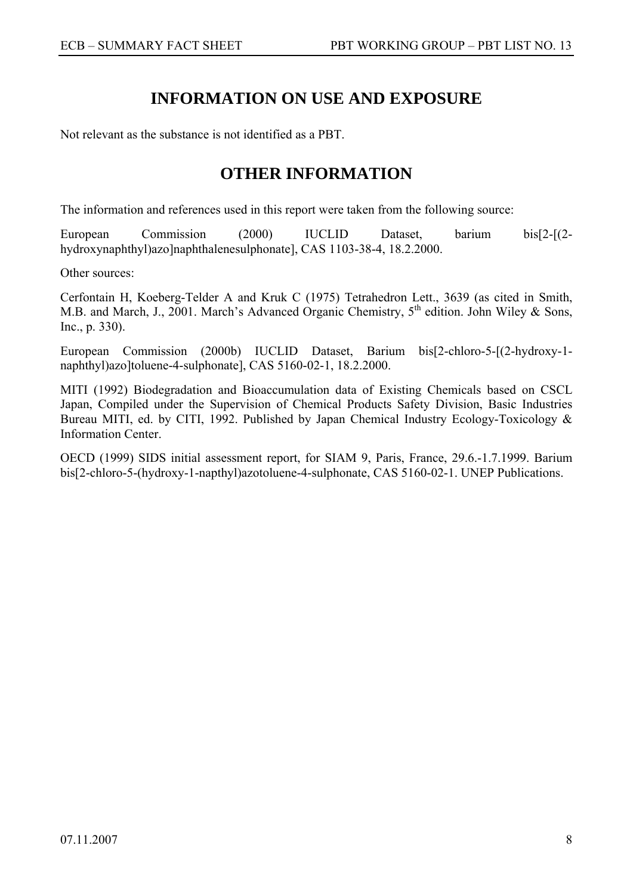# INFORMATION ON USE AND EXPOSURE

Not relevant as the substance is not identified as a PBT.

# OTHER INFORMATION

The information and references used in this report were taken from the following source:

European Commission (2000) IUCLID Dataset, barium bis[2-[(2-hydroxynaphthyl)azo]naphthalenesulphonate], CAS 1103-38-4, 18.2.2000.

Other sources:

Cerfontain H, Koeberg-Telder A and Kruk C (1975) Tetrahedron Lett., 3639 (as cited in Smith, M.B. and March, J., 2001. March's Advanced Organic Chemistry, 5$^{th}$ edition. John Wiley & Sons, Inc., p. 330).

European Commission (2000b) IUCLID Dataset, Barium bis[2-chloro-5-[(2-hydroxy-1-naphthyl)azo]toluene-4-sulphonate], CAS 5160-02-1, 18.2.2000.

MITI (1992) Biodegradation and Bioaccumulation data of Existing Chemicals based on CSCL Japan, Compiled under the Supervision of Chemical Products Safety Division, Basic Industries Bureau MITI, ed. by CITI, 1992. Published by Japan Chemical Industry Ecology-Toxicology & Information Center.

OECD (1999) SIDS initial assessment report, for SIAM 9, Paris, France, 29.6.-1.7.1999. Barium bis[2-chloro-5-(hydroxy-1-napthyl)azotoluene-4-sulphonate, CAS 5160-02-1. UNEP Publications.